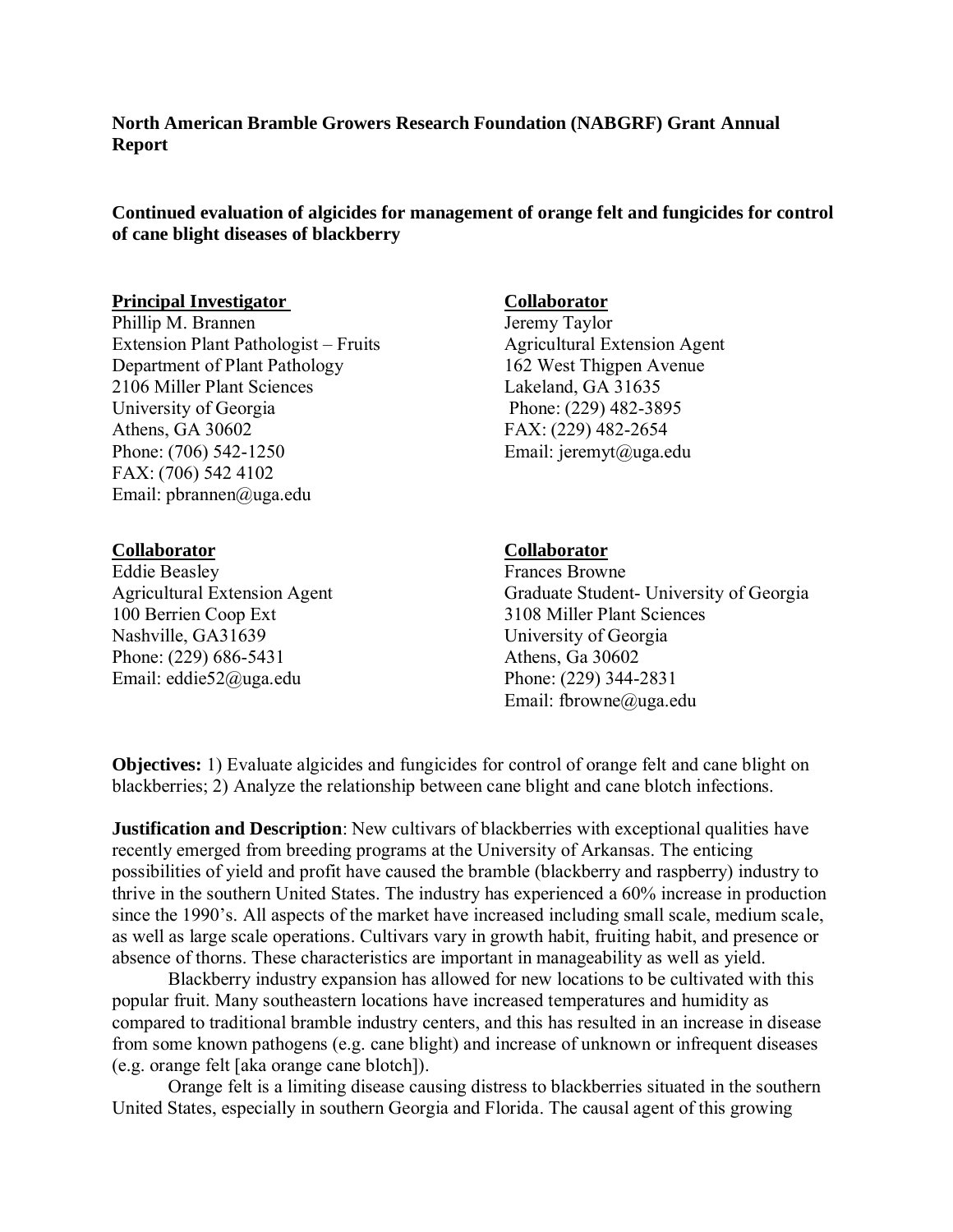**North American Bramble Growers Research Foundation (NABGRF) Grant Annual Report**

**Continued evaluation of algicides for management of orange felt and fungicides for control of cane blight diseases of blackberry**

**Principal Investigator**
Phillip M. Brannen
Extension Plant Pathologist – Fruits
Department of Plant Pathology
2106 Miller Plant Sciences
University of Georgia
Athens, GA 30602
Phone: (706) 542-1250
FAX: (706) 542 4102
Email: pbrannen@uga.edu

**Collaborator**
Jeremy Taylor
Agricultural Extension Agent
162 West Thigpen Avenue
Lakeland, GA 31635
Phone: (229) 482-3895
FAX: (229) 482-2654
Email: jeremyt@uga.edu

**Collaborator**
Eddie Beasley
Agricultural Extension Agent
100 Berrien Coop Ext
Nashville, GA31639
Phone: (229) 686-5431
Email: eddie52@uga.edu

**Collaborator**
Frances Browne
Graduate Student- University of Georgia
3108 Miller Plant Sciences
University of Georgia
Athens, Ga 30602
Phone: (229) 344-2831
Email: fbrowne@uga.edu

**Objectives:** 1) Evaluate algicides and fungicides for control of orange felt and cane blight on blackberries; 2) Analyze the relationship between cane blight and cane blotch infections.

**Justification and Description**: New cultivars of blackberries with exceptional qualities have recently emerged from breeding programs at the University of Arkansas. The enticing possibilities of yield and profit have caused the bramble (blackberry and raspberry) industry to thrive in the southern United States. The industry has experienced a 60% increase in production since the 1990's. All aspects of the market have increased including small scale, medium scale, as well as large scale operations. Cultivars vary in growth habit, fruiting habit, and presence or absence of thorns. These characteristics are important in manageability as well as yield.

Blackberry industry expansion has allowed for new locations to be cultivated with this popular fruit. Many southeastern locations have increased temperatures and humidity as compared to traditional bramble industry centers, and this has resulted in an increase in disease from some known pathogens (e.g. cane blight) and increase of unknown or infrequent diseases (e.g. orange felt [aka orange cane blotch]).

Orange felt is a limiting disease causing distress to blackberries situated in the southern United States, especially in southern Georgia and Florida. The causal agent of this growing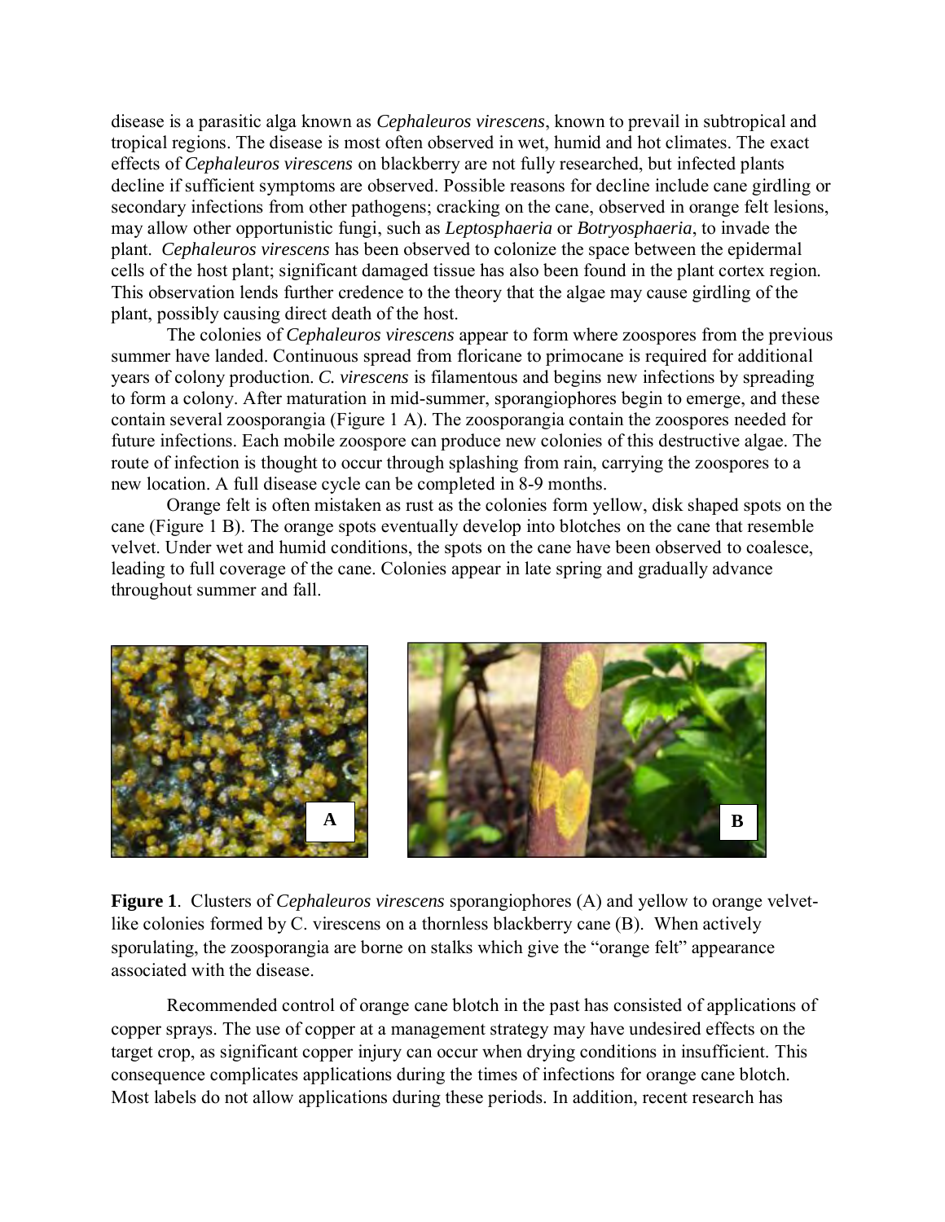disease is a parasitic alga known as *Cephaleuros virescens*, known to prevail in subtropical and tropical regions. The disease is most often observed in wet, humid and hot climates. The exact effects of *Cephaleuros virescens* on blackberry are not fully researched, but infected plants decline if sufficient symptoms are observed. Possible reasons for decline include cane girdling or secondary infections from other pathogens; cracking on the cane, observed in orange felt lesions, may allow other opportunistic fungi, such as *Leptosphaeria* or *Botryosphaeria*, to invade the plant. *Cephaleuros virescens* has been observed to colonize the space between the epidermal cells of the host plant; significant damaged tissue has also been found in the plant cortex region. This observation lends further credence to the theory that the algae may cause girdling of the plant, possibly causing direct death of the host.

The colonies of *Cephaleuros virescens* appear to form where zoospores from the previous summer have landed. Continuous spread from floricane to primocane is required for additional years of colony production. *C. virescens* is filamentous and begins new infections by spreading to form a colony. After maturation in mid-summer, sporangiophores begin to emerge, and these contain several zoosporangia (Figure 1 A). The zoosporangia contain the zoospores needed for future infections. Each mobile zoospore can produce new colonies of this destructive algae. The route of infection is thought to occur through splashing from rain, carrying the zoospores to a new location. A full disease cycle can be completed in 8-9 months.

Orange felt is often mistaken as rust as the colonies form yellow, disk shaped spots on the cane (Figure 1 B). The orange spots eventually develop into blotches on the cane that resemble velvet. Under wet and humid conditions, the spots on the cane have been observed to coalesce, leading to full coverage of the cane. Colonies appear in late spring and gradually advance throughout summer and fall.

**Figure 1**. Clusters of *Cephaleuros virescens* sporangiophores (A) and yellow to orange velvet-like colonies formed by C. virescens on a thornless blackberry cane (B). When actively sporulating, the zoosporangia are borne on stalks which give the "orange felt" appearance associated with the disease.

Recommended control of orange cane blotch in the past has consisted of applications of copper sprays. The use of copper at a management strategy may have undesired effects on the target crop, as significant copper injury can occur when drying conditions in insufficient. This consequence complicates applications during the times of infections for orange cane blotch. Most labels do not allow applications during these periods. In addition, recent research has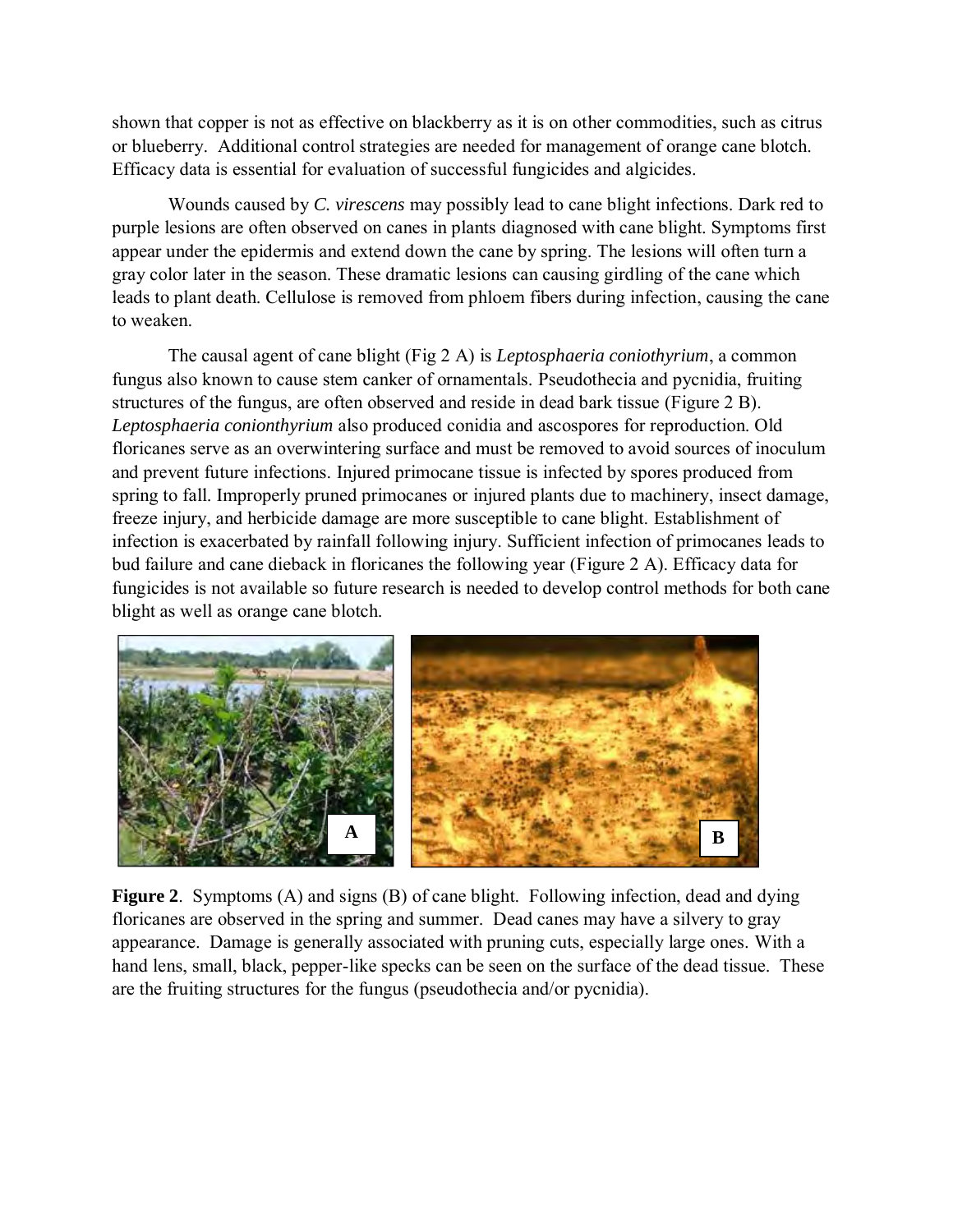shown that copper is not as effective on blackberry as it is on other commodities, such as citrus or blueberry. Additional control strategies are needed for management of orange cane blotch. Efficacy data is essential for evaluation of successful fungicides and algicides.

Wounds caused by *C. virescens* may possibly lead to cane blight infections. Dark red to purple lesions are often observed on canes in plants diagnosed with cane blight. Symptoms first appear under the epidermis and extend down the cane by spring. The lesions will often turn a gray color later in the season. These dramatic lesions can causing girdling of the cane which leads to plant death. Cellulose is removed from phloem fibers during infection, causing the cane to weaken.

The causal agent of cane blight (Fig 2 A) is *Leptosphaeria coniothyrium*, a common fungus also known to cause stem canker of ornamentals. Pseudothecia and pycnidia, fruiting structures of the fungus, are often observed and reside in dead bark tissue (Figure 2 B). *Leptosphaeria conionthyrium* also produced conidia and ascospores for reproduction. Old floricanes serve as an overwintering surface and must be removed to avoid sources of inoculum and prevent future infections. Injured primocane tissue is infected by spores produced from spring to fall. Improperly pruned primocanes or injured plants due to machinery, insect damage, freeze injury, and herbicide damage are more susceptible to cane blight. Establishment of infection is exacerbated by rainfall following injury. Sufficient infection of primocanes leads to bud failure and cane dieback in floricanes the following year (Figure 2 A). Efficacy data for fungicides is not available so future research is needed to develop control methods for both cane blight as well as orange cane blotch.

**Figure 2**. Symptoms (A) and signs (B) of cane blight. Following infection, dead and dying floricanes are observed in the spring and summer. Dead canes may have a silvery to gray appearance. Damage is generally associated with pruning cuts, especially large ones. With a hand lens, small, black, pepper-like specks can be seen on the surface of the dead tissue. These are the fruiting structures for the fungus (pseudothecia and/or pycnidia).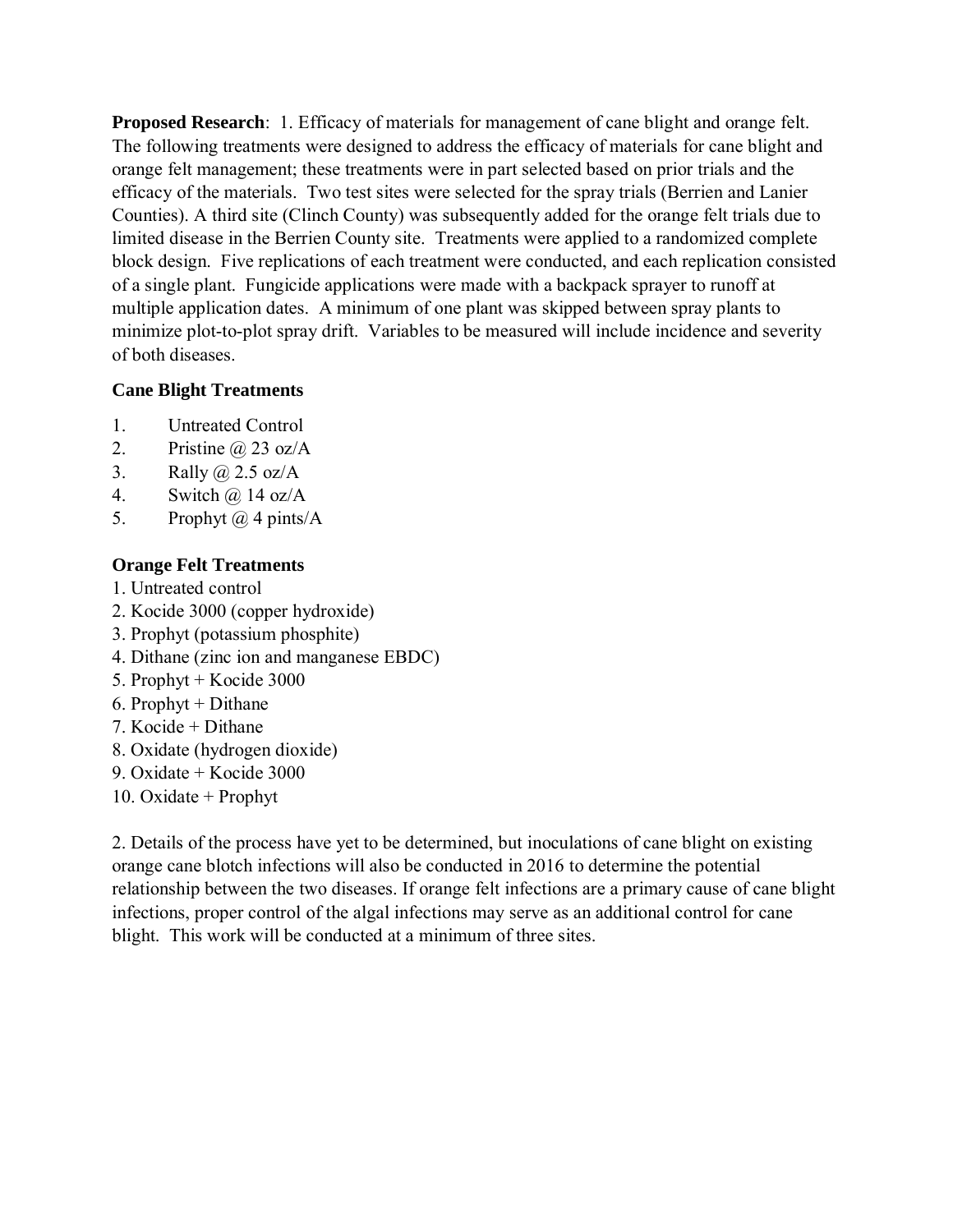**Proposed Research**: 1. Efficacy of materials for management of cane blight and orange felt. The following treatments were designed to address the efficacy of materials for cane blight and orange felt management; these treatments were in part selected based on prior trials and the efficacy of the materials. Two test sites were selected for the spray trials (Berrien and Lanier Counties). A third site (Clinch County) was subsequently added for the orange felt trials due to limited disease in the Berrien County site. Treatments were applied to a randomized complete block design. Five replications of each treatment were conducted, and each replication consisted of a single plant. Fungicide applications were made with a backpack sprayer to runoff at multiple application dates. A minimum of one plant was skipped between spray plants to minimize plot-to-plot spray drift. Variables to be measured will include incidence and severity of both diseases.

**Cane Blight Treatments**

1. Untreated Control
2. Pristine @ 23 oz/A
3. Rally @ 2.5 oz/A
4. Switch @ 14 oz/A
5. Prophyt @ 4 pints/A

**Orange Felt Treatments**

1. Untreated control
2. Kocide 3000 (copper hydroxide)
3. Prophyt (potassium phosphite)
4. Dithane (zinc ion and manganese EBDC)
5. Prophyt + Kocide 3000
6. Prophyt + Dithane
7. Kocide + Dithane
8. Oxidate (hydrogen dioxide)
9. Oxidate + Kocide 3000
10. Oxidate + Prophyt

2. Details of the process have yet to be determined, but inoculations of cane blight on existing orange cane blotch infections will also be conducted in 2016 to determine the potential relationship between the two diseases. If orange felt infections are a primary cause of cane blight infections, proper control of the algal infections may serve as an additional control for cane blight. This work will be conducted at a minimum of three sites.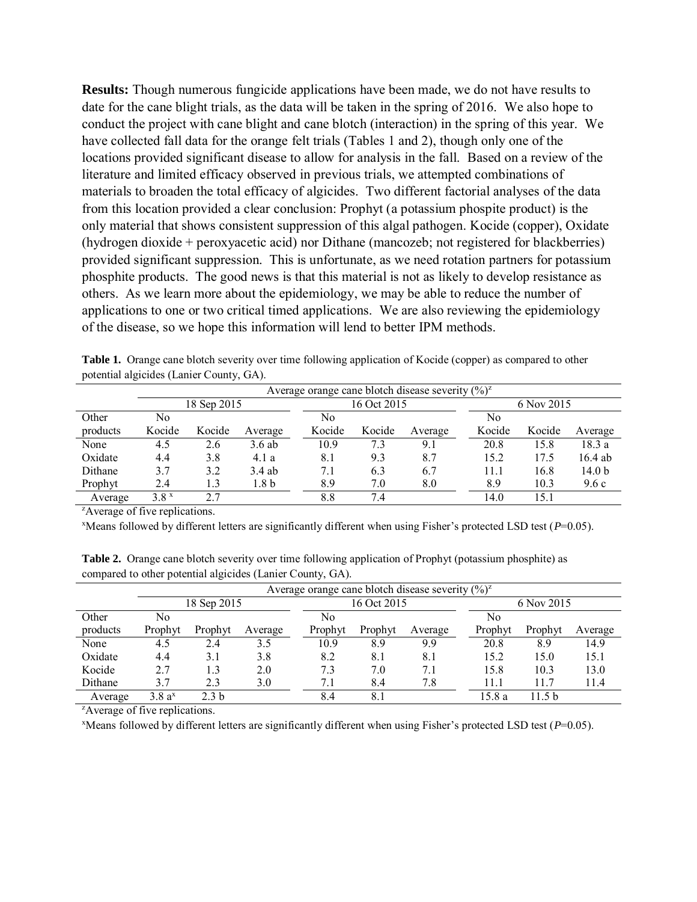**Results:** Though numerous fungicide applications have been made, we do not have results to date for the cane blight trials, as the data will be taken in the spring of 2016. We also hope to conduct the project with cane blight and cane blotch (interaction) in the spring of this year. We have collected fall data for the orange felt trials (Tables 1 and 2), though only one of the locations provided significant disease to allow for analysis in the fall. Based on a review of the literature and limited efficacy observed in previous trials, we attempted combinations of materials to broaden the total efficacy of algicides. Two different factorial analyses of the data from this location provided a clear conclusion: Prophyt (a potassium phospite product) is the only material that shows consistent suppression of this algal pathogen. Kocide (copper), Oxidate (hydrogen dioxide + peroxyacetic acid) nor Dithane (mancozeb; not registered for blackberries) provided significant suppression. This is unfortunate, as we need rotation partners for potassium phosphite products. The good news is that this material is not as likely to develop resistance as others. As we learn more about the epidemiology, we may be able to reduce the number of applications to one or two critical timed applications. We are also reviewing the epidemiology of the disease, so we hope this information will lend to better IPM methods.

**Table 1.** Orange cane blotch severity over time following application of Kocide (copper) as compared to other potential algicides (Lanier County, GA).

| | Average orange cane blotch disease severity (%)[z] | | | | | | | | |
|---|---|---|---|---|---|---|---|---|---|
| | 18 Sep 2015 | | | 16 Oct 2015 | | | 6 Nov 2015 | | |
| Other products | No Kocide | Kocide | Average | No Kocide | Kocide | Average | No Kocide | Kocide | Average |
| None | 4.5 | 2.6 | 3.6 ab | 10.9 | 7.3 | 9.1 | 20.8 | 15.8 | 18.3 a |
| Oxidate | 4.4 | 3.8 | 4.1 a | 8.1 | 9.3 | 8.7 | 15.2 | 17.5 | 16.4 ab |
| Dithane | 3.7 | 3.2 | 3.4 ab | 7.1 | 6.3 | 6.7 | 11.1 | 16.8 | 14.0 b |
| Prophyt | 2.4 | 1.3 | 1.8 b | 8.9 | 7.0 | 8.0 | 8.9 | 10.3 | 9.6 c |
| Average | 3.8 [x] | 2.7 | | 8.8 | 7.4 | | 14.0 | 15.1 | |

[z]Average of five replications.

[x]Means followed by different letters are significantly different when using Fisher's protected LSD test ($P$=0.05).

**Table 2.** Orange cane blotch severity over time following application of Prophyt (potassium phosphite) as compared to other potential algicides (Lanier County, GA).

| | Average orange cane blotch disease severity (%)[z] | | | | | | | | |
|---|---|---|---|---|---|---|---|---|---|
| | 18 Sep 2015 | | | 16 Oct 2015 | | | 6 Nov 2015 | | |
| Other products | No Prophyt | Prophyt | Average | No Prophyt | Prophyt | Average | No Prophyt | Prophyt | Average |
| None | 4.5 | 2.4 | 3.5 | 10.9 | 8.9 | 9.9 | 20.8 | 8.9 | 14.9 |
| Oxidate | 4.4 | 3.1 | 3.8 | 8.2 | 8.1 | 8.1 | 15.2 | 15.0 | 15.1 |
| Kocide | 2.7 | 1.3 | 2.0 | 7.3 | 7.0 | 7.1 | 15.8 | 10.3 | 13.0 |
| Dithane | 3.7 | 2.3 | 3.0 | 7.1 | 8.4 | 7.8 | 11.1 | 11.7 | 11.4 |
| Average | 3.8 a[x] | 2.3 b | | 8.4 | 8.1 | | 15.8 a | 11.5 b | |

[z]Average of five replications.

[x]Means followed by different letters are significantly different when using Fisher's protected LSD test ($P$=0.05).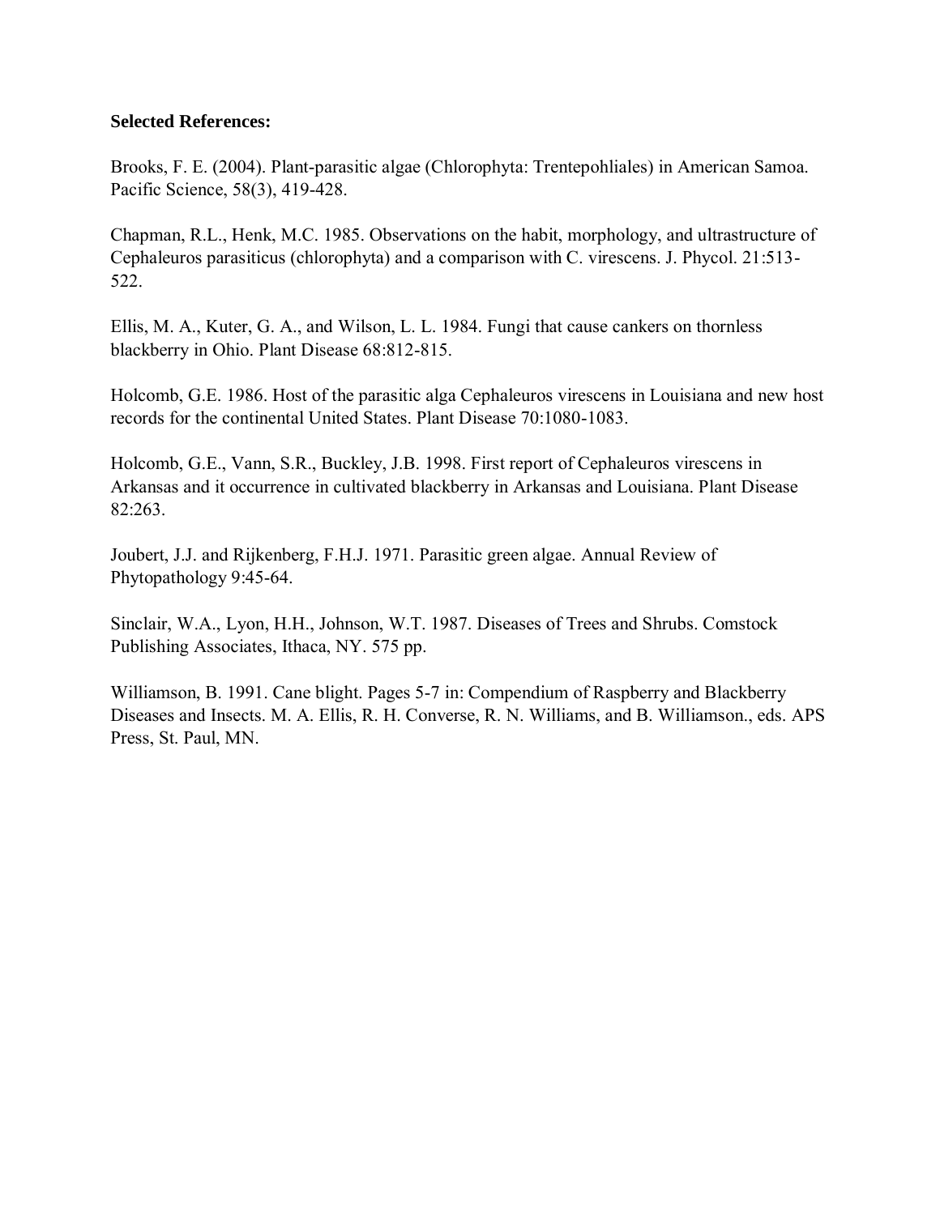**Selected References:**

Brooks, F. E. (2004). Plant-parasitic algae (Chlorophyta: Trentepohliales) in American Samoa. Pacific Science, 58(3), 419-428.

Chapman, R.L., Henk, M.C. 1985. Observations on the habit, morphology, and ultrastructure of Cephaleuros parasiticus (chlorophyta) and a comparison with C. virescens. J. Phycol. 21:513-522.

Ellis, M. A., Kuter, G. A., and Wilson, L. L. 1984. Fungi that cause cankers on thornless blackberry in Ohio. Plant Disease 68:812-815.

Holcomb, G.E. 1986. Host of the parasitic alga Cephaleuros virescens in Louisiana and new host records for the continental United States. Plant Disease 70:1080-1083.

Holcomb, G.E., Vann, S.R., Buckley, J.B. 1998. First report of Cephaleuros virescens in Arkansas and it occurrence in cultivated blackberry in Arkansas and Louisiana. Plant Disease 82:263.

Joubert, J.J. and Rijkenberg, F.H.J. 1971. Parasitic green algae. Annual Review of Phytopathology 9:45-64.

Sinclair, W.A., Lyon, H.H., Johnson, W.T. 1987. Diseases of Trees and Shrubs. Comstock Publishing Associates, Ithaca, NY. 575 pp.

Williamson, B. 1991. Cane blight. Pages 5-7 in: Compendium of Raspberry and Blackberry Diseases and Insects. M. A. Ellis, R. H. Converse, R. N. Williams, and B. Williamson., eds. APS Press, St. Paul, MN.